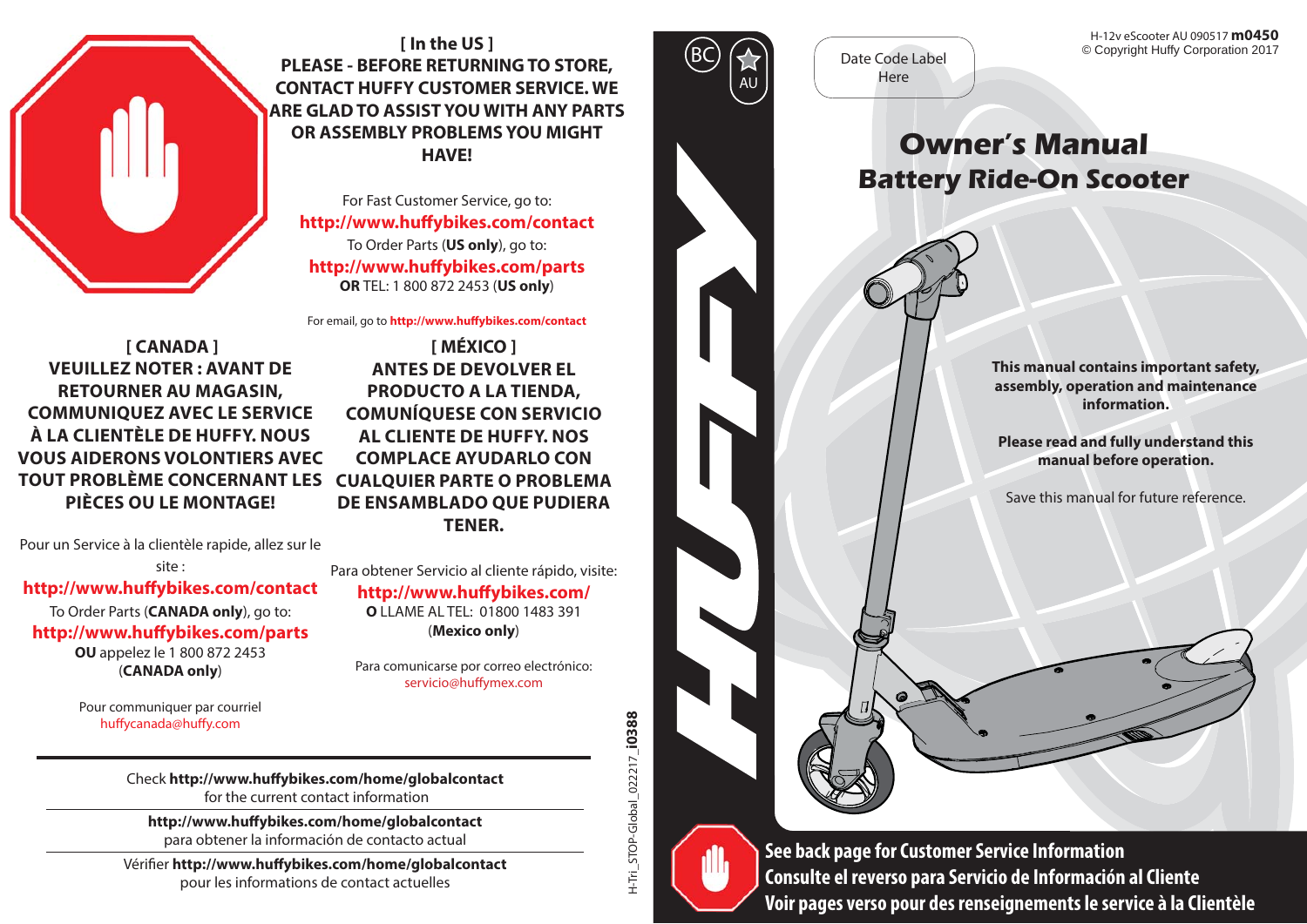**[ In the US ]**

**PLEASE - BEFORE RETURNING TO STORE, CONTACT HUFFY CUSTOMER SERVICE. WE ARE GLAD TO ASSIST YOU WITH ANY PARTS OR ASSEMBLY PROBLEMS YOU MIGHT HAVE!**

For Fast Customer Service, go to:
**http://www.huffybikes.com/contact**
To Order Parts (**US only**), go to:
**http://www.huffybikes.com/parts**
**OR** TEL: 1 800 872 2453 (**US only**)

For email, go to **http://www.huffybikes.com/contact**

**[ CANADA ]**

**VEUILLEZ NOTER : AVANT DE RETOURNER AU MAGASIN, COMMUNIQUEZ AVEC LE SERVICE À LA CLIENTÈLE DE HUFFY. NOUS VOUS AIDERONS VOLONTIERS AVEC TOUT PROBLÈME CONCERNANT LES PIÈCES OU LE MONTAGE!**

Pour un Service à la clientèle rapide, allez sur le site :
**http://www.huffybikes.com/contact**
To Order Parts (**CANADA only**), go to:
**http://www.huffybikes.com/parts**
**OU** appelez le 1 800 872 2453
(**CANADA only**)

Pour communiquer par courriel
huffycanada@huffy.com

**[ MÉXICO ]**

**ANTES DE DEVOLVER EL PRODUCTO A LA TIENDA, COMUNÍQUESE CON SERVICIO AL CLIENTE DE HUFFY. NOS COMPLACE AYUDARLO CON CUALQUIER PARTE O PROBLEMA DE ENSAMBLADO QUE PUDIERA TENER.**

Para obtener Servicio al cliente rápido, visite:
**http://www.huffybikes.com/**
**O** LLAME AL TEL: 01800 1483 391
(**Mexico only**)

Para comunicarse por correo electrónico:
servicio@huffymex.com

Check **http://www.huffybikes.com/home/globalcontact** for the current contact information

**http://www.huffybikes.com/home/globalcontact** para obtener la información de contacto actual

Vérifier **http://www.huffybikes.com/home/globalcontact** pour les informations de contact actuelles

H-Tri_STOP-Global_022217_**i0388**

BC AU

Date Code Label Here

H-12v eScooter AU 090517 **m0450**
© Copyright Huffy Corporation 2017

# Owner's Manual
## Battery Ride-On Scooter

**This manual contains important safety, assembly, operation and maintenance information.**

**Please read and fully understand this manual before operation.**

Save this manual for future reference.

**See back page for Customer Service Information**
**Consulte el reverso para Servicio de Información al Cliente**
**Voir pages verso pour des renseignements le service à la Clientèle**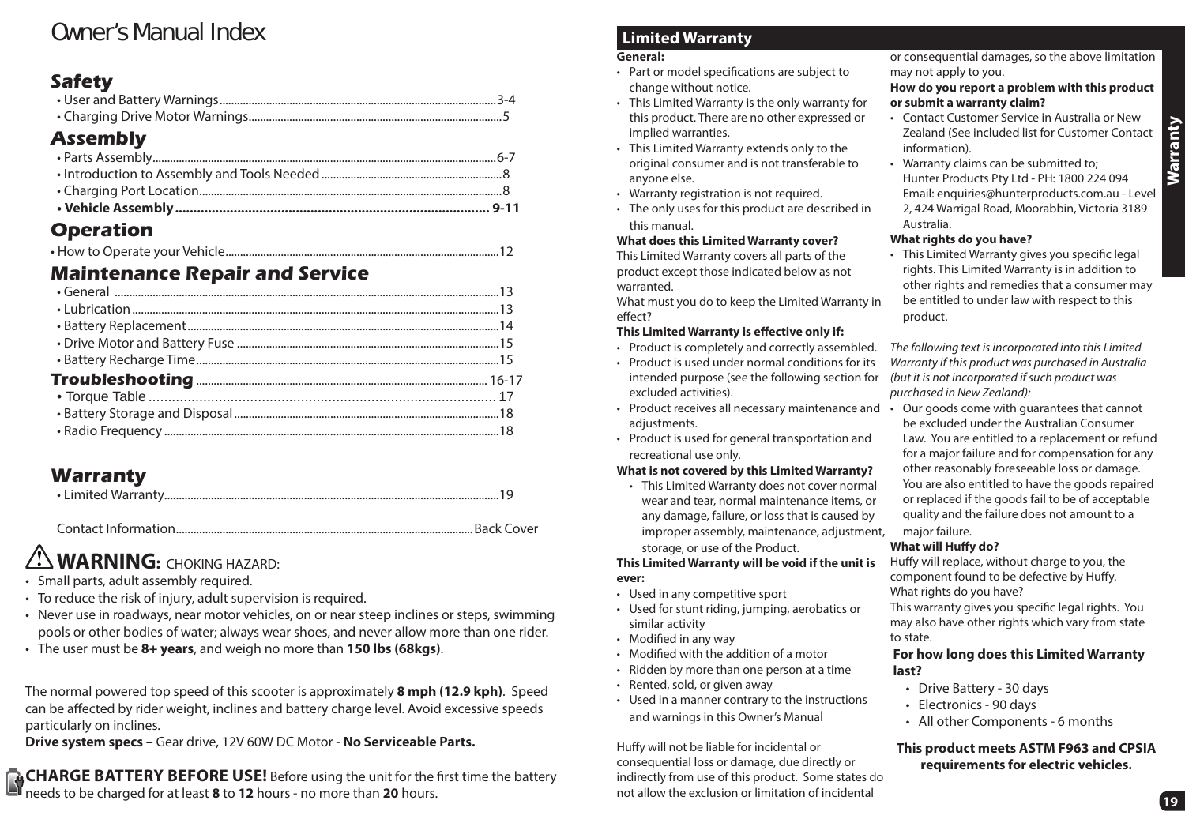# Owner's Manual Index

## Safety

- User and Battery Warnings....3-4
- Charging Drive Motor Warnings....5

## Assembly

- Parts Assembly....6-7
- Introduction to Assembly and Tools Needed....8
- Charging Port Location....8
- **Vehicle Assembly....9-11**

## Operation

- How to Operate your Vehicle....12

## Maintenance Repair and Service

- General....13
- Lubrication....13
- Battery Replacement....14
- Drive Motor and Battery Fuse....15
- Battery Recharge Time....15

## Troubleshooting ....16-17

- Torque Table....17
- Battery Storage and Disposal....18
- Radio Frequency....18

## Warranty

- Limited Warranty....19

Contact Information....Back Cover

## ⚠ WARNING: CHOKING HAZARD:

- Small parts, adult assembly required.
- To reduce the risk of injury, adult supervision is required.
- Never use in roadways, near motor vehicles, on or near steep inclines or steps, swimming pools or other bodies of water; always wear shoes, and never allow more than one rider.
- The user must be **8+ years**, and weigh no more than **150 lbs (68kgs)**.

The normal powered top speed of this scooter is approximately **8 mph (12.9 kph)**. Speed can be affected by rider weight, inclines and battery charge level. Avoid excessive speeds particularly on inclines.

**Drive system specs** – Gear drive, 12V 60W DC Motor - **No Serviceable Parts.**

**CHARGE BATTERY BEFORE USE!** Before using the unit for the first time the battery needs to be charged for at least **8** to **12** hours - no more than **20** hours.

## Limited Warranty

**General:**

- Part or model specifications are subject to change without notice.
- This Limited Warranty is the only warranty for this product. There are no other expressed or implied warranties.
- This Limited Warranty extends only to the original consumer and is not transferable to anyone else.
- Warranty registration is not required.
- The only uses for this product are described in this manual.

**What does this Limited Warranty cover?**

This Limited Warranty covers all parts of the product except those indicated below as not warranted.

What must you do to keep the Limited Warranty in effect?

**This Limited Warranty is effective only if:**

- Product is completely and correctly assembled.
- Product is used under normal conditions for its intended purpose (see the following section for excluded activities).
- Product receives all necessary maintenance and adjustments.
- Product is used for general transportation and recreational use only.

**What is not covered by this Limited Warranty?**

- This Limited Warranty does not cover normal wear and tear, normal maintenance items, or any damage, failure, or loss that is caused by improper assembly, maintenance, adjustment, storage, or use of the Product.

**This Limited Warranty will be void if the unit is ever:**

- Used in any competitive sport
- Used for stunt riding, jumping, aerobatics or similar activity
- Modified in any way
- Modified with the addition of a motor
- Ridden by more than one person at a time
- Rented, sold, or given away
- Used in a manner contrary to the instructions and warnings in this Owner's Manual

Huffy will not be liable for incidental or consequential loss or damage, due directly or indirectly from use of this product. Some states do not allow the exclusion or limitation of incidental or consequential damages, so the above limitation may not apply to you.

**How do you report a problem with this product or submit a warranty claim?**

- Contact Customer Service in Australia or New Zealand (See included list for Customer Contact information).
- Warranty claims can be submitted to; Hunter Products Pty Ltd - PH: 1800 224 094 Email: enquiries@hunterproducts.com.au - Level 2, 424 Warrigal Road, Moorabbin, Victoria 3189 Australia.

**What rights do you have?**

- This Limited Warranty gives you specific legal rights. This Limited Warranty is in addition to other rights and remedies that a consumer may be entitled to under law with respect to this product.

*The following text is incorporated into this Limited Warranty if this product was purchased in Australia (but it is not incorporated if such product was purchased in New Zealand):*

- Our goods come with guarantees that cannot be excluded under the Australian Consumer Law. You are entitled to a replacement or refund for a major failure and for compensation for any other reasonably foreseeable loss or damage. You are also entitled to have the goods repaired or replaced if the goods fail to be of acceptable quality and the failure does not amount to a major failure.

**What will Huffy do?**

Huffy will replace, without charge to you, the component found to be defective by Huffy.

What rights do you have?

This warranty gives you specific legal rights. You may also have other rights which vary from state to state.

**For how long does this Limited Warranty last?**

- Drive Battery - 30 days
- Electronics - 90 days
- All other Components - 6 months

**This product meets ASTM F963 and CPSIA requirements for electric vehicles.**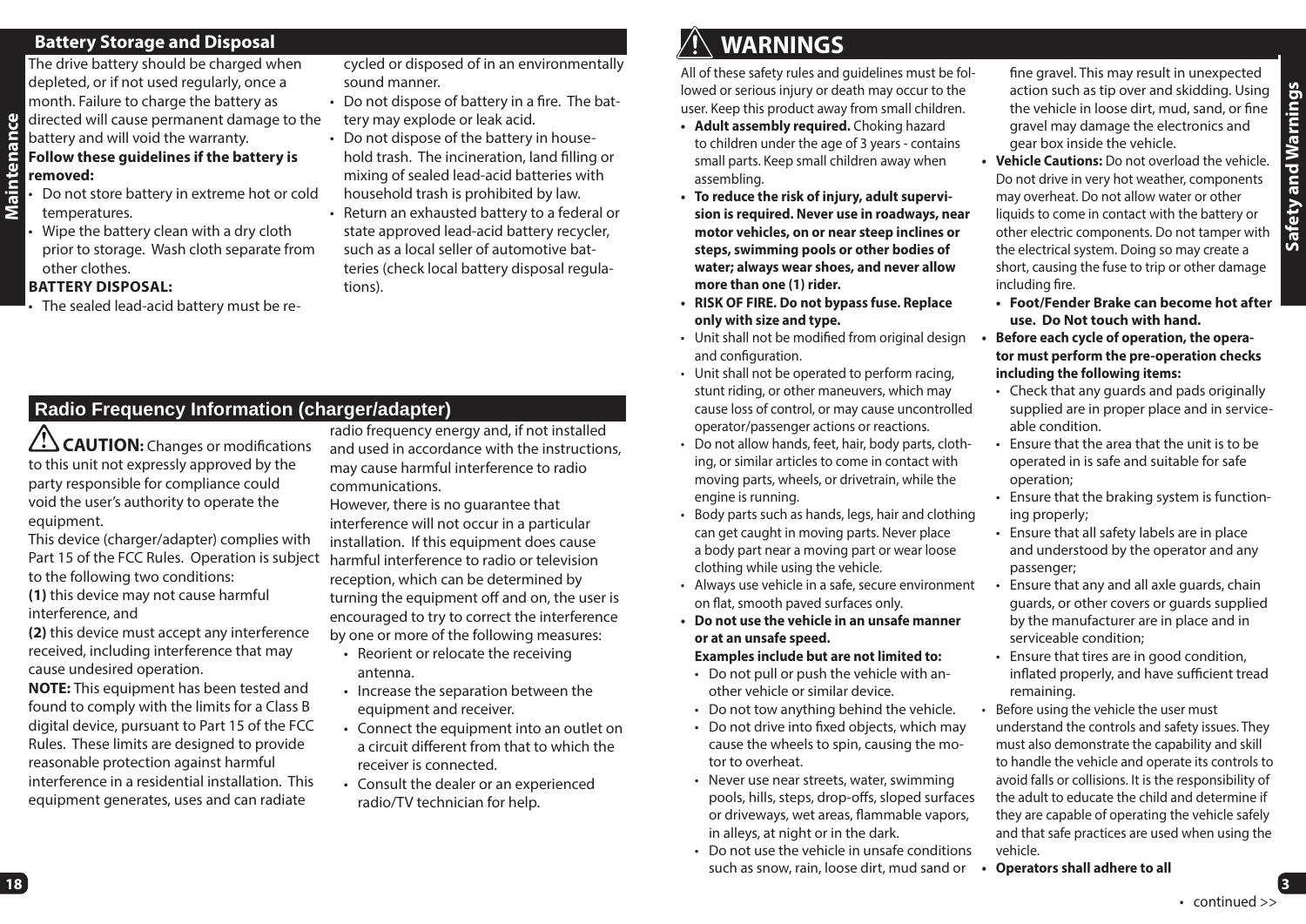## Battery Storage and Disposal

The drive battery should be charged when depleted, or if not used regularly, once a month. Failure to charge the battery as directed will cause permanent damage to the battery and will void the warranty.

**Follow these guidelines if the battery is removed:**

- Do not store battery in extreme hot or cold temperatures.
- Wipe the battery clean with a dry cloth prior to storage. Wash cloth separate from other clothes.

**BATTERY DISPOSAL:**

- The sealed lead-acid battery must be recycled or disposed of in an environmentally sound manner.
- Do not dispose of battery in a fire. The battery may explode or leak acid.
- Do not dispose of the battery in household trash. The incineration, land filling or mixing of sealed lead-acid batteries with household trash is prohibited by law.
- Return an exhausted battery to a federal or state approved lead-acid battery recycler, such as a local seller of automotive batteries (check local battery disposal regulations).

## Radio Frequency Information (charger/adapter)

⚠ **CAUTION:** Changes or modifications to this unit not expressly approved by the party responsible for compliance could void the user's authority to operate the equipment.

This device (charger/adapter) complies with Part 15 of the FCC Rules. Operation is subject to the following two conditions:

**(1)** this device may not cause harmful interference, and

**(2)** this device must accept any interference received, including interference that may cause undesired operation.

**NOTE:** This equipment has been tested and found to comply with the limits for a Class B digital device, pursuant to Part 15 of the FCC Rules. These limits are designed to provide reasonable protection against harmful interference in a residential installation. This equipment generates, uses and can radiate radio frequency energy and, if not installed and used in accordance with the instructions, may cause harmful interference to radio communications.

However, there is no guarantee that interference will not occur in a particular installation. If this equipment does cause harmful interference to radio or television reception, which can be determined by turning the equipment off and on, the user is encouraged to try to correct the interference by one or more of the following measures:

- Reorient or relocate the receiving antenna.
- Increase the separation between the equipment and receiver.
- Connect the equipment into an outlet on a circuit different from that to which the receiver is connected.
- Consult the dealer or an experienced radio/TV technician for help.

## ⚠ WARNINGS

All of these safety rules and guidelines must be followed or serious injury or death may occur to the user. Keep this product away from small children.

- **Adult assembly required.** Choking hazard to children under the age of 3 years - contains small parts. Keep small children away when assembling.
- **To reduce the risk of injury, adult supervision is required. Never use in roadways, near motor vehicles, on or near steep inclines or steps, swimming pools or other bodies of water; always wear shoes, and never allow more than one (1) rider.**
- **RISK OF FIRE. Do not bypass fuse. Replace only with size and type.**
- Unit shall not be modified from original design and configuration.
- Unit shall not be operated to perform racing, stunt riding, or other maneuvers, which may cause loss of control, or may cause uncontrolled operator/passenger actions or reactions.
- Do not allow hands, feet, hair, body parts, clothing, or similar articles to come in contact with moving parts, wheels, or drivetrain, while the engine is running.
- Body parts such as hands, legs, hair and clothing can get caught in moving parts. Never place a body part near a moving part or wear loose clothing while using the vehicle.
- Always use vehicle in a safe, secure environment on flat, smooth paved surfaces only.
- **Do not use the vehicle in an unsafe manner or at an unsafe speed.**
  **Examples include but are not limited to:**
  - Do not pull or push the vehicle with another vehicle or similar device.
  - Do not tow anything behind the vehicle.
  - Do not drive into fixed objects, which may cause the wheels to spin, causing the motor to overheat.
  - Never use near streets, water, swimming pools, hills, steps, drop-offs, sloped surfaces or driveways, wet areas, flammable vapors, in alleys, at night or in the dark.
  - Do not use the vehicle in unsafe conditions such as snow, rain, loose dirt, mud sand or fine gravel. This may result in unexpected action such as tip over and skidding. Using the vehicle in loose dirt, mud, sand, or fine gravel may damage the electronics and gear box inside the vehicle.
- **Vehicle Cautions:** Do not overload the vehicle. Do not drive in very hot weather, components may overheat. Do not allow water or other liquids to come in contact with the battery or other electric components. Do not tamper with the electrical system. Doing so may create a short, causing the fuse to trip or other damage including fire.
  - **Foot/Fender Brake can become hot after use. Do Not touch with hand.**
- **Before each cycle of operation, the operator must perform the pre-operation checks including the following items:**
  - Check that any guards and pads originally supplied are in proper place and in serviceable condition.
  - Ensure that the area that the unit is to be operated in is safe and suitable for safe operation;
  - Ensure that the braking system is functioning properly;
  - Ensure that all safety labels are in place and understood by the operator and any passenger;
  - Ensure that any and all axle guards, chain guards, or other covers or guards supplied by the manufacturer are in place and in serviceable condition;
  - Ensure that tires are in good condition, inflated properly, and have sufficient tread remaining.
- Before using the vehicle the user must understand the controls and safety issues. They must also demonstrate the capability and skill to handle the vehicle and operate its controls to avoid falls or collisions. It is the responsibility of the adult to educate the child and determine if they are capable of operating the vehicle safely and that safe practices are used when using the vehicle.
- **Operators shall adhere to all**

continued >>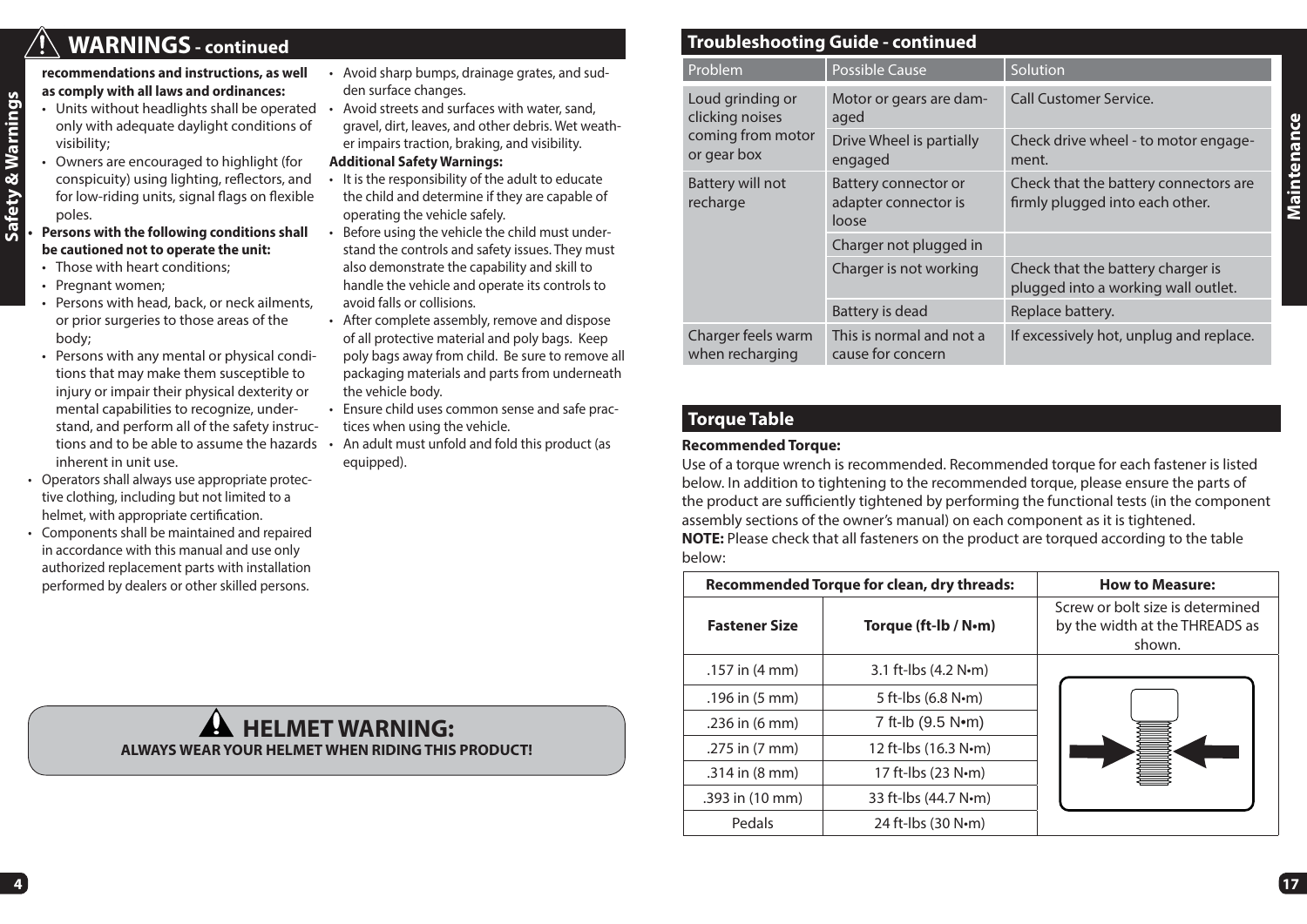## WARNINGS - continued

**recommendations and instructions, as well as comply with all laws and ordinances:**

- Units without headlights shall be operated only with adequate daylight conditions of visibility;
- Owners are encouraged to highlight (for conspicuity) using lighting, reflectors, and for low-riding units, signal flags on flexible poles.

- **Persons with the following conditions shall be cautioned not to operate the unit:**
  - Those with heart conditions;
  - Pregnant women;
  - Persons with head, back, or neck ailments, or prior surgeries to those areas of the body;
  - Persons with any mental or physical conditions that may make them susceptible to injury or impair their physical dexterity or mental capabilities to recognize, understand, and perform all of the safety instructions and to be able to assume the hazards inherent in unit use.
- Operators shall always use appropriate protective clothing, including but not limited to a helmet, with appropriate certification.
- Components shall be maintained and repaired in accordance with this manual and use only authorized replacement parts with installation performed by dealers or other skilled persons.
- Avoid sharp bumps, drainage grates, and sudden surface changes.
- Avoid streets and surfaces with water, sand, gravel, dirt, leaves, and other debris. Wet weather impairs traction, braking, and visibility.

**Additional Safety Warnings:**

- It is the responsibility of the adult to educate the child and determine if they are capable of operating the vehicle safely.
- Before using the vehicle the child must understand the controls and safety issues. They must also demonstrate the capability and skill to handle the vehicle and operate its controls to avoid falls or collisions.
- After complete assembly, remove and dispose of all protective material and poly bags. Keep poly bags away from child. Be sure to remove all packaging materials and parts from underneath the vehicle body.
- Ensure child uses common sense and safe practices when using the vehicle.
- An adult must unfold and fold this product (as equipped).

### HELMET WARNING:

**ALWAYS WEAR YOUR HELMET WHEN RIDING THIS PRODUCT!**

## Troubleshooting Guide - continued

| Problem | Possible Cause | Solution |
|---|---|---|
| Loud grinding or clicking noises coming from motor or gear box | Motor or gears are damaged | Call Customer Service. |
| | Drive Wheel is partially engaged | Check drive wheel - to motor engagement. |
| Battery will not recharge | Battery connector or adapter connector is loose | Check that the battery connectors are firmly plugged into each other. |
| | Charger not plugged in | |
| | Charger is not working | Check that the battery charger is plugged into a working wall outlet. |
| | Battery is dead | Replace battery. |
| Charger feels warm when recharging | This is normal and not a cause for concern | If excessively hot, unplug and replace. |

## Torque Table

**Recommended Torque:**

Use of a torque wrench is recommended. Recommended torque for each fastener is listed below. In addition to tightening to the recommended torque, please ensure the parts of the product are sufficiently tightened by performing the functional tests (in the component assembly sections of the owner's manual) on each component as it is tightened.

**NOTE:** Please check that all fasteners on the product are torqued according to the table below:

| Recommended Torque for clean, dry threads: | | How to Measure: |
|---|---|---|
| **Fastener Size** | **Torque (ft-lb / N•m)** | Screw or bolt size is determined by the width at the THREADS as shown. |
| .157 in (4 mm) | 3.1 ft-lbs (4.2 N•m) | |
| .196 in (5 mm) | 5 ft-lbs (6.8 N•m) | |
| .236 in (6 mm) | 7 ft-lb (9.5 N•m) | |
| .275 in (7 mm) | 12 ft-lbs (16.3 N•m) | |
| .314 in (8 mm) | 17 ft-lbs (23 N•m) | |
| .393 in (10 mm) | 33 ft-lbs (44.7 N•m) | |
| Pedals | 24 ft-lbs (30 N•m) | |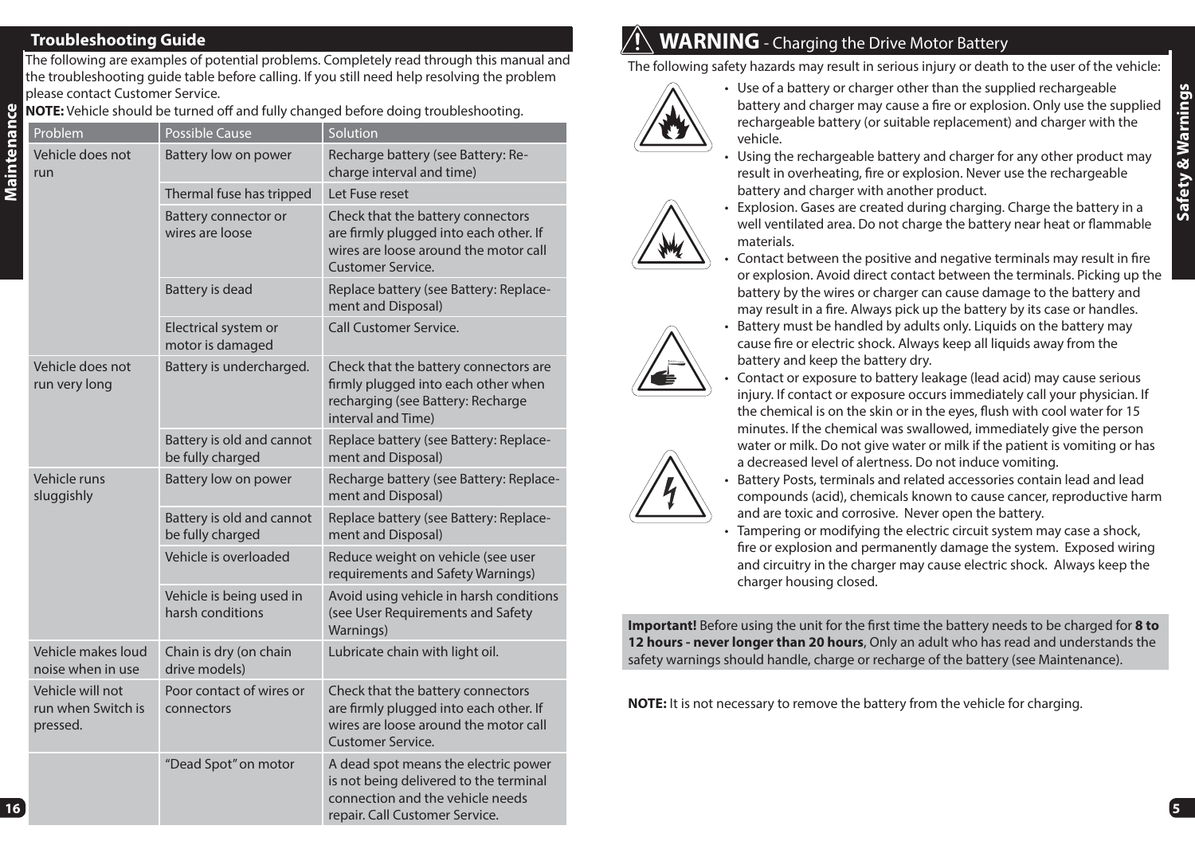## Troubleshooting Guide

The following are examples of potential problems. Completely read through this manual and the troubleshooting guide table before calling. If you still need help resolving the problem please contact Customer Service.

**NOTE:** Vehicle should be turned off and fully changed before doing troubleshooting.

| Problem | Possible Cause | Solution |
|---|---|---|
| Vehicle does not run | Battery low on power | Recharge battery (see Battery: Re-charge interval and time) |
| | Thermal fuse has tripped | Let Fuse reset |
| | Battery connector or wires are loose | Check that the battery connectors are firmly plugged into each other. If wires are loose around the motor call Customer Service. |
| | Battery is dead | Replace battery (see Battery: Replace-ment and Disposal) |
| | Electrical system or motor is damaged | Call Customer Service. |
| Vehicle does not run very long | Battery is undercharged. | Check that the battery connectors are firmly plugged into each other when recharging (see Battery: Recharge interval and Time) |
| | Battery is old and cannot be fully charged | Replace battery (see Battery: Replace-ment and Disposal) |
| Vehicle runs sluggishly | Battery low on power | Recharge battery (see Battery: Replace-ment and Disposal) |
| | Battery is old and cannot be fully charged | Replace battery (see Battery: Replace-ment and Disposal) |
| | Vehicle is overloaded | Reduce weight on vehicle (see user requirements and Safety Warnings) |
| | Vehicle is being used in harsh conditions | Avoid using vehicle in harsh conditions (see User Requirements and Safety Warnings) |
| Vehicle makes loud noise when in use | Chain is dry (on chain drive models) | Lubricate chain with light oil. |
| Vehicle will not run when Switch is pressed. | Poor contact of wires or connectors | Check that the battery connectors are firmly plugged into each other. If wires are loose around the motor call Customer Service. |
| | "Dead Spot" on motor | A dead spot means the electric power is not being delivered to the terminal connection and the vehicle needs repair. Call Customer Service. |

## WARNING - Charging the Drive Motor Battery

The following safety hazards may result in serious injury or death to the user of the vehicle:

- Use of a battery or charger other than the supplied rechargeable battery and charger may cause a fire or explosion. Only use the supplied rechargeable battery (or suitable replacement) and charger with the vehicle.
- Using the rechargeable battery and charger for any other product may result in overheating, fire or explosion. Never use the rechargeable battery and charger with another product.
- Explosion. Gases are created during charging. Charge the battery in a well ventilated area. Do not charge the battery near heat or flammable materials.
- Contact between the positive and negative terminals may result in fire or explosion. Avoid direct contact between the terminals. Picking up the battery by the wires or charger can cause damage to the battery and may result in a fire. Always pick up the battery by its case or handles.
- Battery must be handled by adults only. Liquids on the battery may cause fire or electric shock. Always keep all liquids away from the battery and keep the battery dry.
- Contact or exposure to battery leakage (lead acid) may cause serious injury. If contact or exposure occurs immediately call your physician. If the chemical is on the skin or in the eyes, flush with cool water for 15 minutes. If the chemical was swallowed, immediately give the person water or milk. Do not give water or milk if the patient is vomiting or has a decreased level of alertness. Do not induce vomiting.
- Battery Posts, terminals and related accessories contain lead and lead compounds (acid), chemicals known to cause cancer, reproductive harm and are toxic and corrosive. Never open the battery.
- Tampering or modifying the electric circuit system may case a shock, fire or explosion and permanently damage the system. Exposed wiring and circuitry in the charger may cause electric shock. Always keep the charger housing closed.

**Important!** Before using the unit for the first time the battery needs to be charged for **8 to 12 hours - never longer than 20 hours**, Only an adult who has read and understands the safety warnings should handle, charge or recharge of the battery (see Maintenance).

**NOTE:** It is not necessary to remove the battery from the vehicle for charging.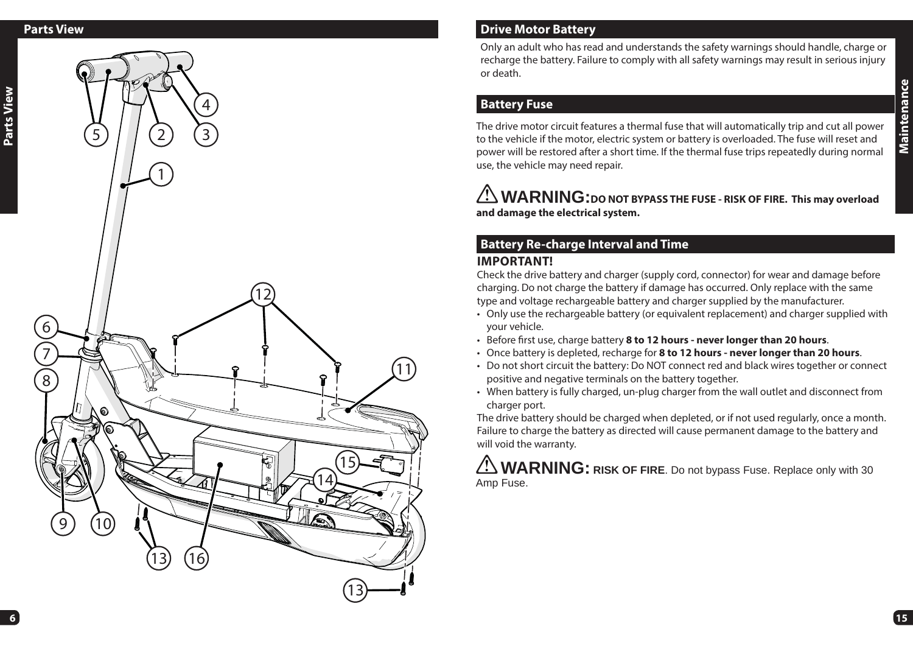## Parts View

1
2
3
4
5
6
7
8
9
10
11
12
13
14
15
16

## Drive Motor Battery

Only an adult who has read and understands the safety warnings should handle, charge or recharge the battery. Failure to comply with all safety warnings may result in serious injury or death.

## Battery Fuse

The drive motor circuit features a thermal fuse that will automatically trip and cut all power to the vehicle if the motor, electric system or battery is overloaded. The fuse will reset and power will be restored after a short time. If the thermal fuse trips repeatedly during normal use, the vehicle may need repair.

⚠ **WARNING: DO NOT BYPASS THE FUSE - RISK OF FIRE. This may overload and damage the electrical system.**

## Battery Re-charge Interval and Time

**IMPORTANT!**

Check the drive battery and charger (supply cord, connector) for wear and damage before charging. Do not charge the battery if damage has occurred. Only replace with the same type and voltage rechargeable battery and charger supplied by the manufacturer.

- Only use the rechargeable battery (or equivalent replacement) and charger supplied with your vehicle.
- Before first use, charge battery **8 to 12 hours - never longer than 20 hours**.
- Once battery is depleted, recharge for **8 to 12 hours - never longer than 20 hours**.
- Do not short circuit the battery: Do NOT connect red and black wires together or connect positive and negative terminals on the battery together.
- When battery is fully charged, un-plug charger from the wall outlet and disconnect from charger port.

The drive battery should be charged when depleted, or if not used regularly, once a month. Failure to charge the battery as directed will cause permanent damage to the battery and will void the warranty.

⚠ **WARNING: RISK OF FIRE**. Do not bypass Fuse. Replace only with 30 Amp Fuse.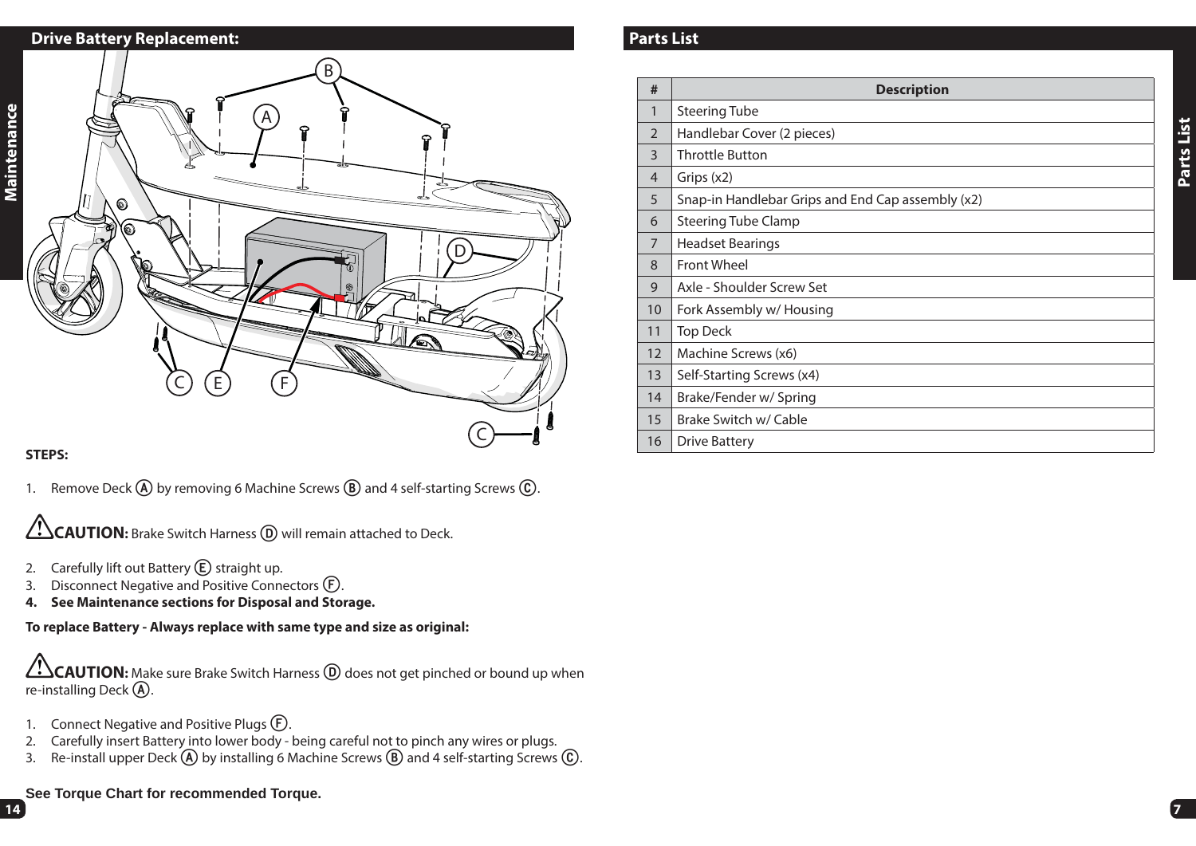## Drive Battery Replacement:

**STEPS:**

1. Remove Deck (A) by removing 6 Machine Screws (B) and 4 self-starting Screws (C).

⚠ **CAUTION:** Brake Switch Harness (D) will remain attached to Deck.

2. Carefully lift out Battery (E) straight up.
3. Disconnect Negative and Positive Connectors (F).
4. **See Maintenance sections for Disposal and Storage.**

**To replace Battery - Always replace with same type and size as original:**

⚠ **CAUTION:** Make sure Brake Switch Harness (D) does not get pinched or bound up when re-installing Deck (A).

1. Connect Negative and Positive Plugs (F).
2. Carefully insert Battery into lower body - being careful not to pinch any wires or plugs.
3. Re-install upper Deck (A) by installing 6 Machine Screws (B) and 4 self-starting Screws (C).

**See Torque Chart for recommended Torque.**

## Parts List

| # | Description |
|---|---|
| 1 | Steering Tube |
| 2 | Handlebar Cover (2 pieces) |
| 3 | Throttle Button |
| 4 | Grips (x2) |
| 5 | Snap-in Handlebar Grips and End Cap assembly (x2) |
| 6 | Steering Tube Clamp |
| 7 | Headset Bearings |
| 8 | Front Wheel |
| 9 | Axle - Shoulder Screw Set |
| 10 | Fork Assembly w/ Housing |
| 11 | Top Deck |
| 12 | Machine Screws (x6) |
| 13 | Self-Starting Screws (x4) |
| 14 | Brake/Fender w/ Spring |
| 15 | Brake Switch w/ Cable |
| 16 | Drive Battery |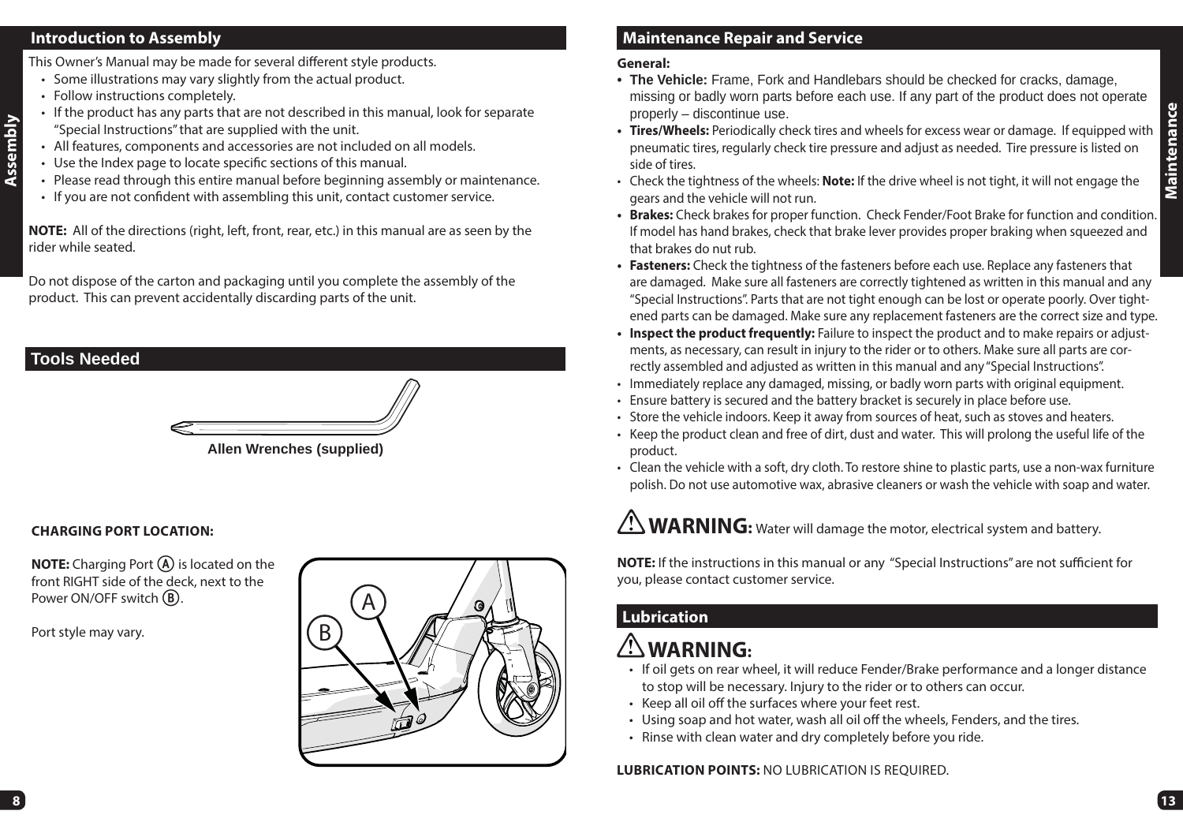## Introduction to Assembly

This Owner's Manual may be made for several different style products.

- Some illustrations may vary slightly from the actual product.
- Follow instructions completely.
- If the product has any parts that are not described in this manual, look for separate "Special Instructions" that are supplied with the unit.
- All features, components and accessories are not included on all models.
- Use the Index page to locate specific sections of this manual.
- Please read through this entire manual before beginning assembly or maintenance.
- If you are not confident with assembling this unit, contact customer service.

**NOTE:** All of the directions (right, left, front, rear, etc.) in this manual are as seen by the rider while seated.

Do not dispose of the carton and packaging until you complete the assembly of the product. This can prevent accidentally discarding parts of the unit.

## Tools Needed

Allen Wrenches (supplied)

**CHARGING PORT LOCATION:**

**NOTE:** Charging Port **A** is located on the front RIGHT side of the deck, next to the Power ON/OFF switch **B**.

Port style may vary.

## Maintenance Repair and Service

**General:**

- **The Vehicle:** Frame, Fork and Handlebars should be checked for cracks, damage, missing or badly worn parts before each use. If any part of the product does not operate properly – discontinue use.
- **Tires/Wheels:** Periodically check tires and wheels for excess wear or damage. If equipped with pneumatic tires, regularly check tire pressure and adjust as needed. Tire pressure is listed on side of tires.
- Check the tightness of the wheels: **Note:** If the drive wheel is not tight, it will not engage the gears and the vehicle will not run.
- **Brakes:** Check brakes for proper function. Check Fender/Foot Brake for function and condition. If model has hand brakes, check that brake lever provides proper braking when squeezed and that brakes do nut rub.
- **Fasteners:** Check the tightness of the fasteners before each use. Replace any fasteners that are damaged. Make sure all fasteners are correctly tightened as written in this manual and any "Special Instructions". Parts that are not tight enough can be lost or operate poorly. Over tightened parts can be damaged. Make sure any replacement fasteners are the correct size and type.
- **Inspect the product frequently:** Failure to inspect the product and to make repairs or adjustments, as necessary, can result in injury to the rider or to others. Make sure all parts are correctly assembled and adjusted as written in this manual and any "Special Instructions".
- Immediately replace any damaged, missing, or badly worn parts with original equipment.
- Ensure battery is secured and the battery bracket is securely in place before use.
- Store the vehicle indoors. Keep it away from sources of heat, such as stoves and heaters.
- Keep the product clean and free of dirt, dust and water. This will prolong the useful life of the product.
- Clean the vehicle with a soft, dry cloth. To restore shine to plastic parts, use a non-wax furniture polish. Do not use automotive wax, abrasive cleaners or wash the vehicle with soap and water.

⚠ **WARNING:** Water will damage the motor, electrical system and battery.

**NOTE:** If the instructions in this manual or any "Special Instructions" are not sufficient for you, please contact customer service.

## Lubrication

⚠ **WARNING:**

- If oil gets on rear wheel, it will reduce Fender/Brake performance and a longer distance to stop will be necessary. Injury to the rider or to others can occur.
- Keep all oil off the surfaces where your feet rest.
- Using soap and hot water, wash all oil off the wheels, Fenders, and the tires.
- Rinse with clean water and dry completely before you ride.

**LUBRICATION POINTS:** NO LUBRICATION IS REQUIRED.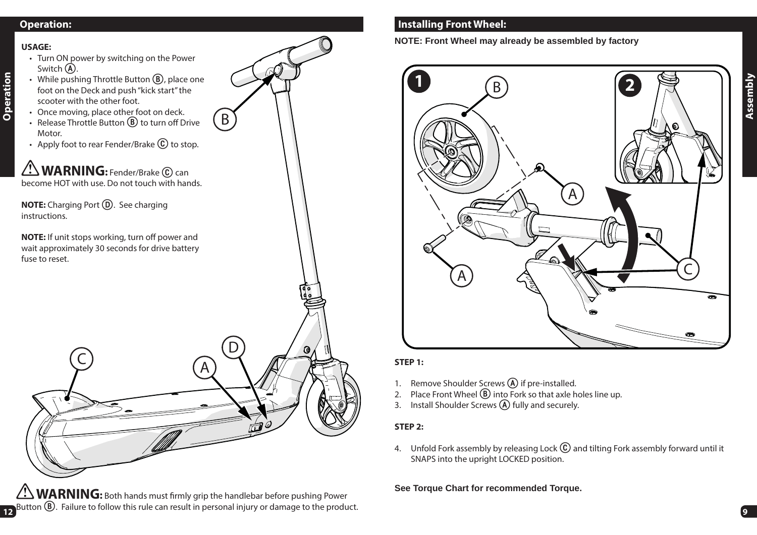## Operation:

**USAGE:**

- Turn ON power by switching on the Power Switch Ⓐ.
- While pushing Throttle Button Ⓑ, place one foot on the Deck and push "kick start" the scooter with the other foot.
- Once moving, place other foot on deck.
- Release Throttle Button Ⓑ to turn off Drive Motor.
- Apply foot to rear Fender/Brake Ⓒ to stop.

⚠ **WARNING:** Fender/Brake Ⓒ can become HOT with use. Do not touch with hands.

**NOTE:** Charging Port Ⓓ. See charging instructions.

**NOTE:** If unit stops working, turn off power and wait approximately 30 seconds for drive battery fuse to reset.

⚠ **WARNING:** Both hands must firmly grip the handlebar before pushing Power Button Ⓑ. Failure to follow this rule can result in personal injury or damage to the product.

## Installing Front Wheel:

**NOTE: Front Wheel may already be assembled by factory**

**STEP 1:**

1. Remove Shoulder Screws Ⓐ if pre-installed.
2. Place Front Wheel Ⓑ into Fork so that axle holes line up.
3. Install Shoulder Screws Ⓐ fully and securely.

**STEP 2:**

4. Unfold Fork assembly by releasing Lock Ⓒ and tilting Fork assembly forward until it SNAPS into the upright LOCKED position.

**See Torque Chart for recommended Torque.**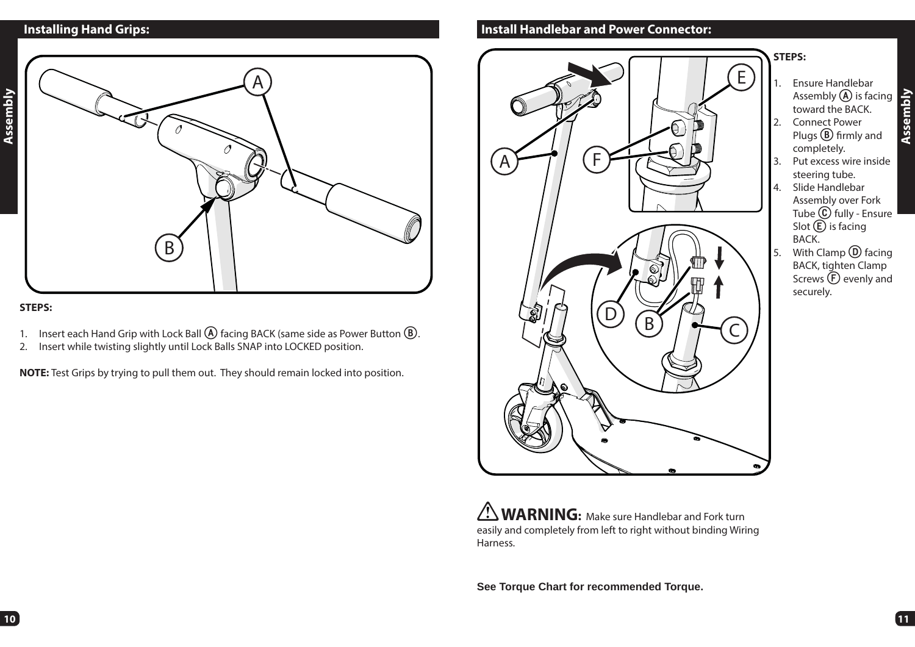## Installing Hand Grips:

**STEPS:**

1. Insert each Hand Grip with Lock Ball (A) facing BACK (same side as Power Button (B).
2. Insert while twisting slightly until Lock Balls SNAP into LOCKED position.

**NOTE:** Test Grips by trying to pull them out. They should remain locked into position.

## Install Handlebar and Power Connector:

**STEPS:**

1. Ensure Handlebar Assembly (A) is facing toward the BACK.
2. Connect Power Plugs (B) firmly and completely.
3. Put excess wire inside steering tube.
4. Slide Handlebar Assembly over Fork Tube (C) fully - Ensure Slot (E) is facing BACK.
5. With Clamp (D) facing BACK, tighten Clamp Screws (F) evenly and securely.

⚠ **WARNING:** Make sure Handlebar and Fork turn easily and completely from left to right without binding Wiring Harness.

**See Torque Chart for recommended Torque.**